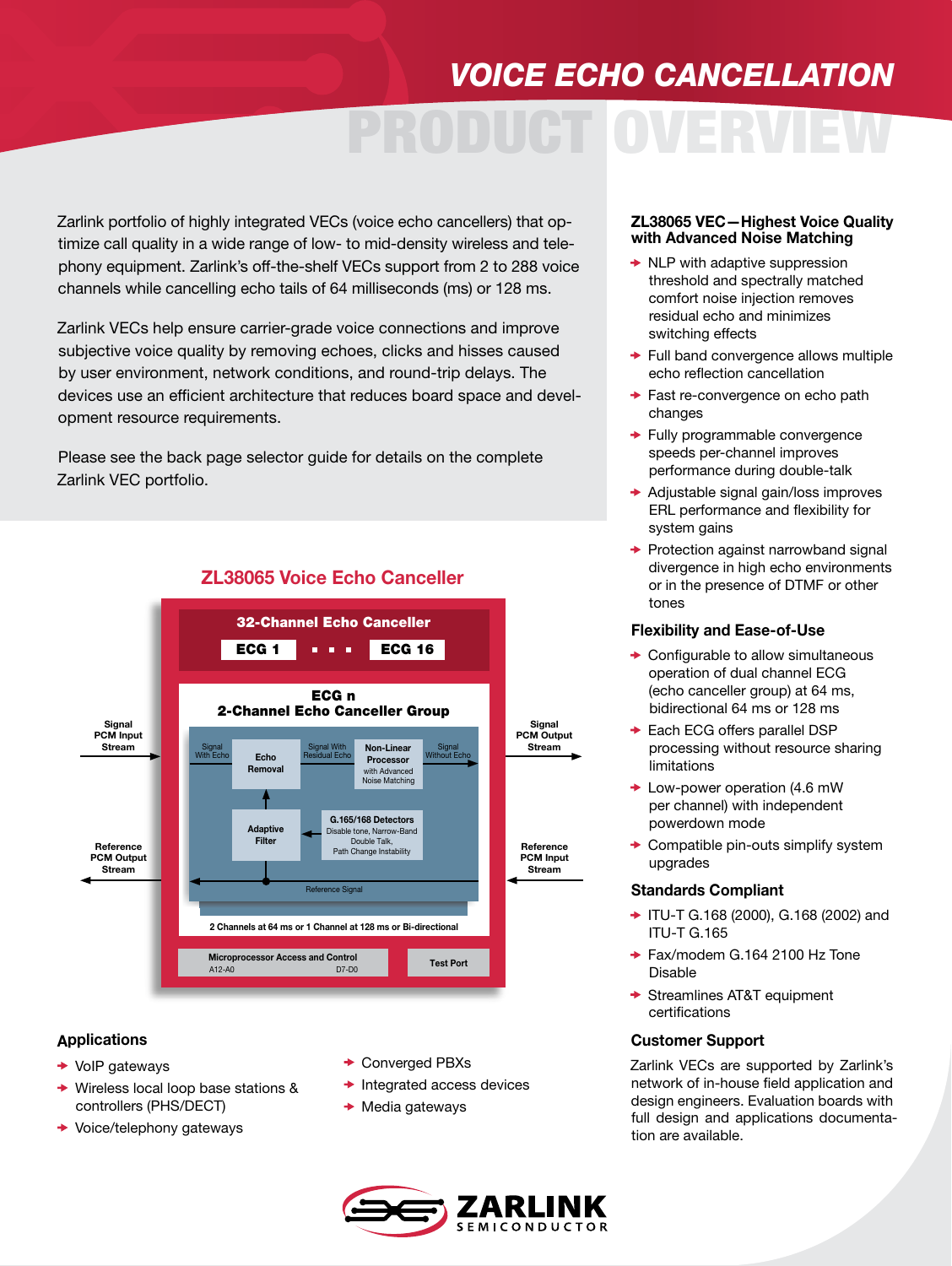# VOICE ECHO CANCELLATION

# PRODUCT OVERVIEW

Zarlink portfolio of highly integrated VECs (voice echo cancellers) that optimize call quality in a wide range of low- to mid-density wireless and telephony equipment. Zarlink's off-the-shelf VECs support from 2 to 288 voice channels while cancelling echo tails of 64 milliseconds (ms) or 128 ms.

Zarlink VECs help ensure carrier-grade voice connections and improve subjective voice quality by removing echoes, clicks and hisses caused by user environment, network conditions, and round-trip delays. The devices use an efficient architecture that reduces board space and development resource requirements.

Please see the back page selector guide for details on the complete Zarlink VEC portfolio.

## ZL38065 Voice Echo Canceller

32-Channel Echo Canceller

ECG 1 ▪ ▪ ▪ ECG 16

ECG n
2-Channel Echo Canceller Group

Signal PCM Input Stream → Signal With Echo → Echo Removal → Signal With Residual Echo → Non-Linear Processor with Advanced Noise Matching → Signal Without Echo → Signal PCM Output Stream

Adaptive Filter

G.165/168 Detectors: Disable tone, Narrow-Band Double Talk, Path Change Instability

Reference PCM Input Stream → Reference Signal → Reference PCM Output Stream

2 Channels at 64 ms or 1 Channel at 128 ms or Bi-directional

Microprocessor Access and Control (A12-A0, D7-D0)

Test Port

## Applications

- VoIP gateways
- Wireless local loop base stations & controllers (PHS/DECT)
- Voice/telephony gateways
- Converged PBXs
- Integrated access devices
- Media gateways

## ZL38065 VEC—Highest Voice Quality with Advanced Noise Matching

- NLP with adaptive suppression threshold and spectrally matched comfort noise injection removes residual echo and minimizes switching effects
- Full band convergence allows multiple echo reflection cancellation
- Fast re-convergence on echo path changes
- Fully programmable convergence speeds per-channel improves performance during double-talk
- Adjustable signal gain/loss improves ERL performance and flexibility for system gains
- Protection against narrowband signal divergence in high echo environments or in the presence of DTMF or other tones

## Flexibility and Ease-of-Use

- Configurable to allow simultaneous operation of dual channel ECG (echo canceller group) at 64 ms, bidirectional 64 ms or 128 ms
- Each ECG offers parallel DSP processing without resource sharing limitations
- Low-power operation (4.6 mW per channel) with independent powerdown mode
- Compatible pin-outs simplify system upgrades

## Standards Compliant

- ITU-T G.168 (2000), G.168 (2002) and ITU-T G.165
- Fax/modem G.164 2100 Hz Tone Disable
- Streamlines AT&T equipment certifications

## Customer Support

Zarlink VECs are supported by Zarlink's network of in-house field application and design engineers. Evaluation boards with full design and applications documentation are available.

ZARLINK SEMICONDUCTOR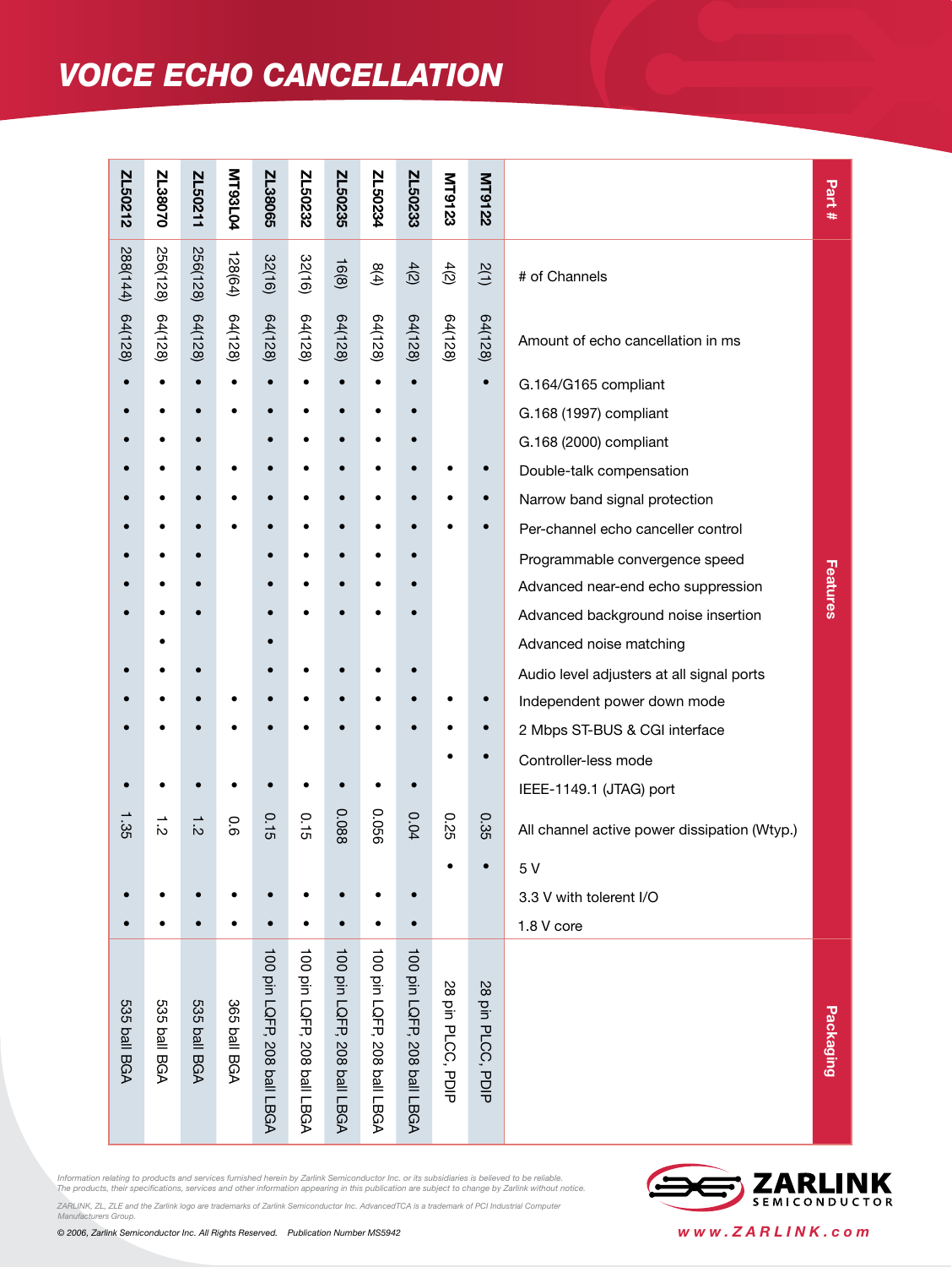# VOICE ECHO CANCELLATION

| Part # | # of Channels | Amount of echo cancellation in ms | G.164/G165 compliant | G.168 (1997) compliant | G.168 (2000) compliant | Double-talk compensation | Narrow band signal protection | Per-channel echo canceller control | Programmable convergence speed | Advanced near-end echo suppression | Advanced background noise insertion | Advanced noise matching | Audio level adjusters at all signal ports | Independent power down mode | 2 Mbps ST-BUS & CGI interface | Controller-less mode | IEEE-1149.1 (JTAG) port | All channel active power dissipation (Wtyp.) | 5 V | 3.3 V with tolerent I/O | 1.8 V core | Packaging |
|---|---|---|---|---|---|---|---|---|---|---|---|---|---|---|---|---|---|---|---|---|---|---|
| **MT9122** | 2(1) | 64(128) | • | | | • | • | • | | | | | | • | • | • | | 0.35 | • | | | 28 pin PLCC, PDIP |
| **MT9123** | 4(2) | 64(128) | | | | • | • | • | | | | | | • | • | • | | 0.25 | • | | | 28 pin PLCC, PDIP |
| **ZL50233** | 4(2) | 64(128) | • | • | • | • | • | • | • | • | • | | • | • | • | | • | 0.04 | | • | • | 100 pin LQFP, 208 ball LBGA |
| **ZL50234** | 8(4) | 64(128) | • | • | • | • | • | • | • | • | • | | • | • | • | | • | 0.056 | | • | • | 100 pin LQFP, 208 ball LBGA |
| **ZL50235** | 16(8) | 64(128) | • | • | • | • | • | • | • | • | • | | • | • | • | | • | 0.088 | | • | • | 100 pin LQFP, 208 ball LBGA |
| **ZL50232** | 32(16) | 64(128) | • | • | • | • | • | • | • | • | • | | • | • | • | | • | 0.15 | | • | • | 100 pin LQFP, 208 ball LBGA |
| **ZL38065** | 32(16) | 64(128) | • | • | • | • | • | • | • | • | • | • | • | • | • | | • | 0.15 | | • | • | 100 pin LQFP, 208 ball LBGA |
| **MT93L04** | 128(64) | 64(128) | • | • | | • | • | • | | | | | | • | • | | • | 0.6 | | • | • | 365 ball BGA |
| **ZL50211** | 256(128) | 64(128) | • | • | • | • | • | • | • | • | • | | • | • | • | | • | 1.2 | | • | • | 535 ball BGA |
| **ZL38070** | 256(128) | 64(128) | • | • | • | • | • | • | • | • | • | • | • | • | • | | • | 1.2 | | • | • | 535 ball BGA |
| **ZL50212** | 288(144) | 64(128) | • | • | • | • | • | • | • | • | • | | • | • | • | | • | 1.35 | | • | • | 535 ball BGA |

*Information relating to products and services furnished herein by Zarlink Semiconductor Inc. or its subsidiaries is believed to be reliable. The products, their specifications, services and other information appearing in this publication are subject to change by Zarlink without notice.*

*ZARLINK, ZL, ZLE and the Zarlink logo are trademarks of Zarlink Semiconductor Inc. AdvancedTCA is a trademark of PCI Industrial Computer Manufacturers Group.*

*© 2006, Zarlink Semiconductor Inc. All Rights Reserved. Publication Number MS5942*

ZARLINK SEMICONDUCTOR

www.ZARLINK.com